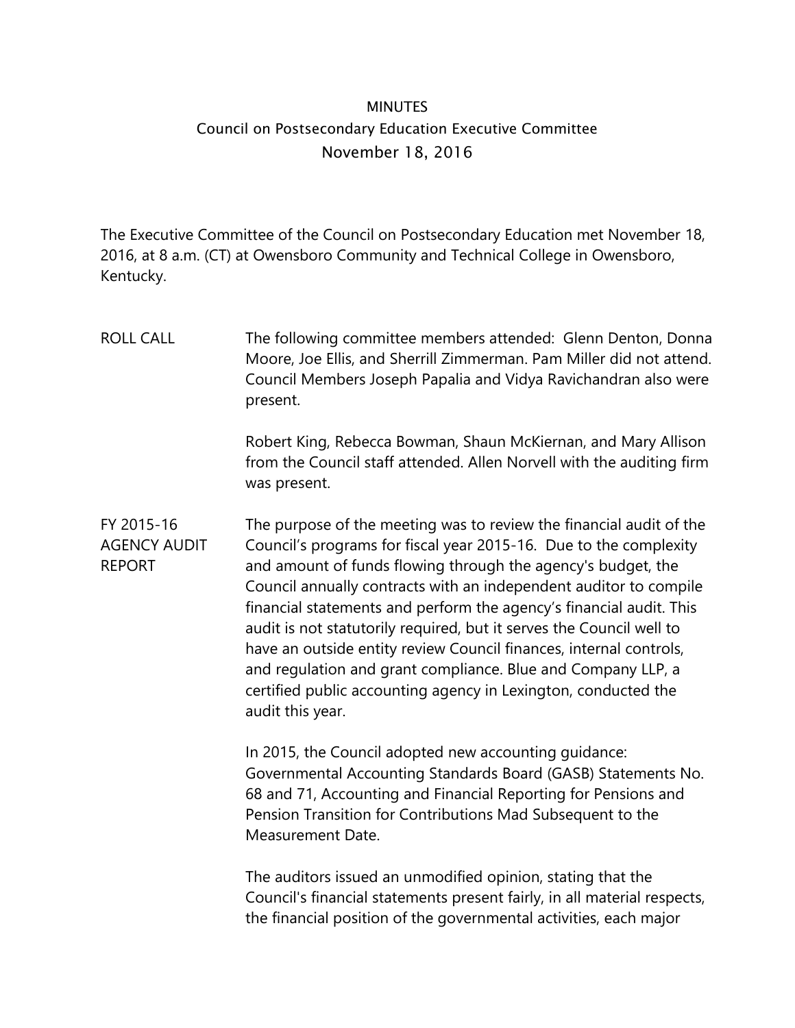# MINUTES

## Council on Postsecondary Education Executive Committee

### November 18, 2016

The Executive Committee of the Council on Postsecondary Education met November 18, 2016, at 8 a.m. (CT) at Owensboro Community and Technical College in Owensboro, Kentucky.

**ROLL CALL**

The following committee members attended: Glenn Denton, Donna Moore, Joe Ellis, and Sherrill Zimmerman. Pam Miller did not attend. Council Members Joseph Papalia and Vidya Ravichandran also were present.

Robert King, Rebecca Bowman, Shaun McKiernan, and Mary Allison from the Council staff attended. Allen Norvell with the auditing firm was present.

**FY 2015-16 AGENCY AUDIT REPORT**

The purpose of the meeting was to review the financial audit of the Council's programs for fiscal year 2015-16. Due to the complexity and amount of funds flowing through the agency's budget, the Council annually contracts with an independent auditor to compile financial statements and perform the agency's financial audit. This audit is not statutorily required, but it serves the Council well to have an outside entity review Council finances, internal controls, and regulation and grant compliance. Blue and Company LLP, a certified public accounting agency in Lexington, conducted the audit this year.

In 2015, the Council adopted new accounting guidance: Governmental Accounting Standards Board (GASB) Statements No. 68 and 71, Accounting and Financial Reporting for Pensions and Pension Transition for Contributions Mad Subsequent to the Measurement Date.

The auditors issued an unmodified opinion, stating that the Council's financial statements present fairly, in all material respects, the financial position of the governmental activities, each major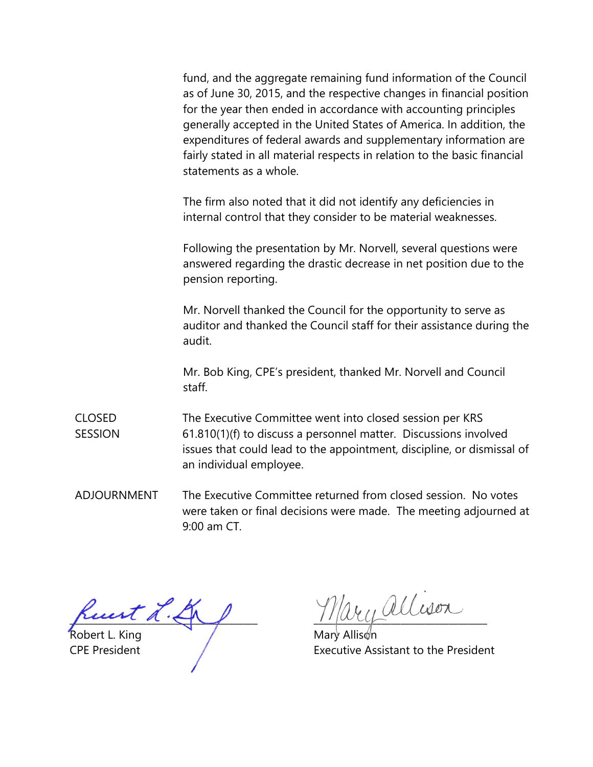fund, and the aggregate remaining fund information of the Council as of June 30, 2015, and the respective changes in financial position for the year then ended in accordance with accounting principles generally accepted in the United States of America. In addition, the expenditures of federal awards and supplementary information are fairly stated in all material respects in relation to the basic financial statements as a whole.

The firm also noted that it did not identify any deficiencies in internal control that they consider to be material weaknesses.

Following the presentation by Mr. Norvell, several questions were answered regarding the drastic decrease in net position due to the pension reporting.

Mr. Norvell thanked the Council for the opportunity to serve as auditor and thanked the Council staff for their assistance during the audit.

Mr. Bob King, CPE's president, thanked Mr. Norvell and Council staff.

CLOSED SESSION

The Executive Committee went into closed session per KRS 61.810(1)(f) to discuss a personnel matter. Discussions involved issues that could lead to the appointment, discipline, or dismissal of an individual employee.

ADJOURNMENT

The Executive Committee returned from closed session. No votes were taken or final decisions were made. The meeting adjourned at 9:00 am CT.

Robert L. King
CPE President

Mary Allison
Executive Assistant to the President